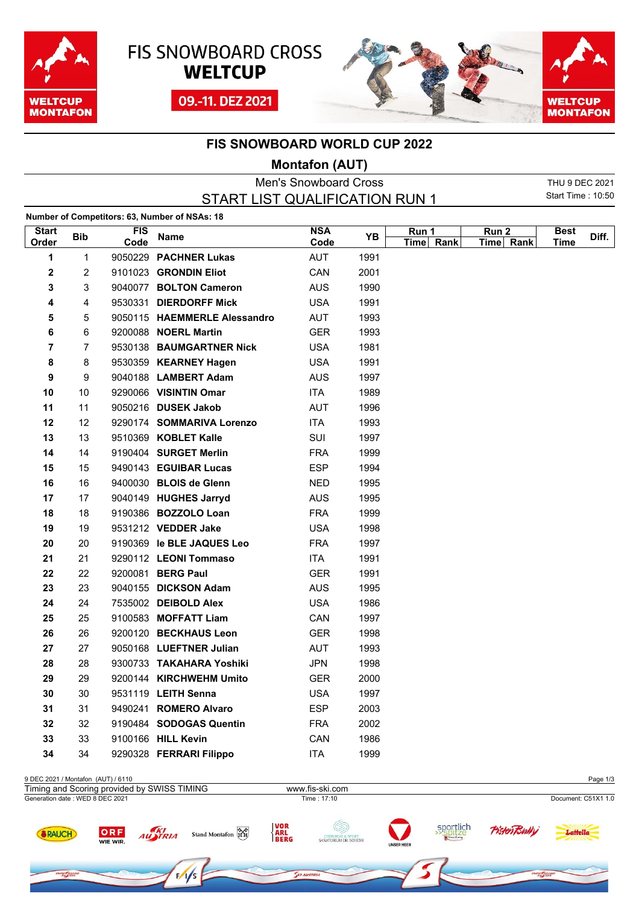FIS SNOWBOARD CROSS **WELTCUP**

09.-11. DEZ 2021

# FIS SNOWBOARD WORLD CUP 2022

## Montafon (AUT)

### Men's Snowboard Cross

### START LIST QUALIFICATION RUN 1

THU 9 DEC 2021
Start Time : 10:50

**Number of Competitors: 63, Number of NSAs: 18**

| Start Order | Bib | FIS Code | Name | NSA Code | YB | Run 1 | | Run 2 | | Best Time | Diff. |
|---|---|---|---|---|---|---|---|---|---|---|---|
| | | | | | | Time | Rank | Time | Rank | | |
| **1** | 1 | 9050229 | **PACHNER Lukas** | AUT | 1991 | | | | | | |
| **2** | 2 | 9101023 | **GRONDIN Eliot** | CAN | 2001 | | | | | | |
| **3** | 3 | 9040077 | **BOLTON Cameron** | AUS | 1990 | | | | | | |
| **4** | 4 | 9530331 | **DIERDORFF Mick** | USA | 1991 | | | | | | |
| **5** | 5 | 9050115 | **HAEMMERLE Alessandro** | AUT | 1993 | | | | | | |
| **6** | 6 | 9200088 | **NOERL Martin** | GER | 1993 | | | | | | |
| **7** | 7 | 9530138 | **BAUMGARTNER Nick** | USA | 1981 | | | | | | |
| **8** | 8 | 9530359 | **KEARNEY Hagen** | USA | 1991 | | | | | | |
| **9** | 9 | 9040188 | **LAMBERT Adam** | AUS | 1997 | | | | | | |
| **10** | 10 | 9290066 | **VISINTIN Omar** | ITA | 1989 | | | | | | |
| **11** | 11 | 9050216 | **DUSEK Jakob** | AUT | 1996 | | | | | | |
| **12** | 12 | 9290174 | **SOMMARIVA Lorenzo** | ITA | 1993 | | | | | | |
| **13** | 13 | 9510369 | **KOBLET Kalle** | SUI | 1997 | | | | | | |
| **14** | 14 | 9190404 | **SURGET Merlin** | FRA | 1999 | | | | | | |
| **15** | 15 | 9490143 | **EGUIBAR Lucas** | ESP | 1994 | | | | | | |
| **16** | 16 | 9400030 | **BLOIS de Glenn** | NED | 1995 | | | | | | |
| **17** | 17 | 9040149 | **HUGHES Jarryd** | AUS | 1995 | | | | | | |
| **18** | 18 | 9190386 | **BOZZOLO Loan** | FRA | 1999 | | | | | | |
| **19** | 19 | 9531212 | **VEDDER Jake** | USA | 1998 | | | | | | |
| **20** | 20 | 9190369 | **le BLE JAQUES Leo** | FRA | 1997 | | | | | | |
| **21** | 21 | 9290112 | **LEONI Tommaso** | ITA | 1991 | | | | | | |
| **22** | 22 | 9200081 | **BERG Paul** | GER | 1991 | | | | | | |
| **23** | 23 | 9040155 | **DICKSON Adam** | AUS | 1995 | | | | | | |
| **24** | 24 | 7535002 | **DEIBOLD Alex** | USA | 1986 | | | | | | |
| **25** | 25 | 9100583 | **MOFFATT Liam** | CAN | 1997 | | | | | | |
| **26** | 26 | 9200120 | **BECKHAUS Leon** | GER | 1998 | | | | | | |
| **27** | 27 | 9050168 | **LUEFTNER Julian** | AUT | 1993 | | | | | | |
| **28** | 28 | 9300733 | **TAKAHARA Yoshiki** | JPN | 1998 | | | | | | |
| **29** | 29 | 9200144 | **KIRCHWEHM Umito** | GER | 2000 | | | | | | |
| **30** | 30 | 9531119 | **LEITH Senna** | USA | 1997 | | | | | | |
| **31** | 31 | 9490241 | **ROMERO Alvaro** | ESP | 2003 | | | | | | |
| **32** | 32 | 9190484 | **SODOGAS Quentin** | FRA | 2002 | | | | | | |
| **33** | 33 | 9100166 | **HILL Kevin** | CAN | 1986 | | | | | | |
| **34** | 34 | 9290328 | **FERRARI Filippo** | ITA | 1999 | | | | | | |

9 DEC 2021 / Montafon (AUT) / 6110
Timing and Scoring provided by SWISS TIMING — www.fis-ski.com
Generation date : WED 8 DEC 2021 — Time : 17:10 — Document: C51X1 1.0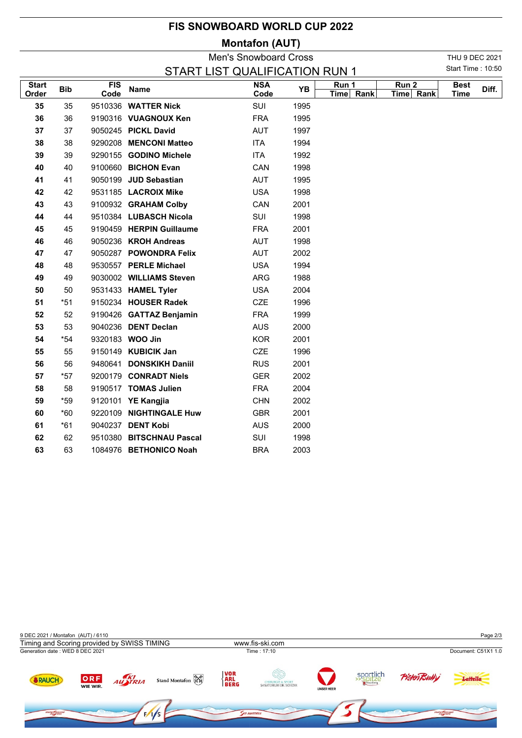# FIS SNOWBOARD WORLD CUP 2022

## Montafon (AUT)

### Men's Snowboard Cross

### START LIST QUALIFICATION RUN 1

THU 9 DEC 2021
Start Time : 10:50

| Start Order | Bib | FIS Code | Name | NSA Code | YB | Run 1 Time | Run 1 Rank | Run 2 Time | Run 2 Rank | Best Time | Diff. |
|---|---|---|---|---|---|---|---|---|---|---|---|
| **35** | 35 | 9510336 | **WATTER Nick** | SUI | 1995 | | | | | | |
| **36** | 36 | 9190316 | **VUAGNOUX Ken** | FRA | 1995 | | | | | | |
| **37** | 37 | 9050245 | **PICKL David** | AUT | 1997 | | | | | | |
| **38** | 38 | 9290208 | **MENCONI Matteo** | ITA | 1994 | | | | | | |
| **39** | 39 | 9290155 | **GODINO Michele** | ITA | 1992 | | | | | | |
| **40** | 40 | 9100660 | **BICHON Evan** | CAN | 1998 | | | | | | |
| **41** | 41 | 9050199 | **JUD Sebastian** | AUT | 1995 | | | | | | |
| **42** | 42 | 9531185 | **LACROIX Mike** | USA | 1998 | | | | | | |
| **43** | 43 | 9100932 | **GRAHAM Colby** | CAN | 2001 | | | | | | |
| **44** | 44 | 9510384 | **LUBASCH Nicola** | SUI | 1998 | | | | | | |
| **45** | 45 | 9190459 | **HERPIN Guillaume** | FRA | 2001 | | | | | | |
| **46** | 46 | 9050236 | **KROH Andreas** | AUT | 1998 | | | | | | |
| **47** | 47 | 9050287 | **POWONDRA Felix** | AUT | 2002 | | | | | | |
| **48** | 48 | 9530557 | **PERLE Michael** | USA | 1994 | | | | | | |
| **49** | 49 | 9030002 | **WILLIAMS Steven** | ARG | 1988 | | | | | | |
| **50** | 50 | 9531433 | **HAMEL Tyler** | USA | 2004 | | | | | | |
| **51** | *51 | 9150234 | **HOUSER Radek** | CZE | 1996 | | | | | | |
| **52** | 52 | 9190426 | **GATTAZ Benjamin** | FRA | 1999 | | | | | | |
| **53** | 53 | 9040236 | **DENT Declan** | AUS | 2000 | | | | | | |
| **54** | *54 | 9320183 | **WOO Jin** | KOR | 2001 | | | | | | |
| **55** | 55 | 9150149 | **KUBICIK Jan** | CZE | 1996 | | | | | | |
| **56** | 56 | 9480641 | **DONSKIKH Daniil** | RUS | 2001 | | | | | | |
| **57** | *57 | 9200179 | **CONRADT Niels** | GER | 2002 | | | | | | |
| **58** | 58 | 9190517 | **TOMAS Julien** | FRA | 2004 | | | | | | |
| **59** | *59 | 9120101 | **YE Kangjia** | CHN | 2002 | | | | | | |
| **60** | *60 | 9220109 | **NIGHTINGALE Huw** | GBR | 2001 | | | | | | |
| **61** | *61 | 9040237 | **DENT Kobi** | AUS | 2000 | | | | | | |
| **62** | 62 | 9510380 | **BITSCHNAU Pascal** | SUI | 1998 | | | | | | |
| **63** | 63 | 1084976 | **BETHONICO Noah** | BRA | 2003 | | | | | | |

9 DEC 2021 / Montafon (AUT) / 6110
Timing and Scoring provided by SWISS TIMING — www.fis-ski.com
Generation date : WED 8 DEC 2021 — Time : 17:10 — Document: C51X1 1.0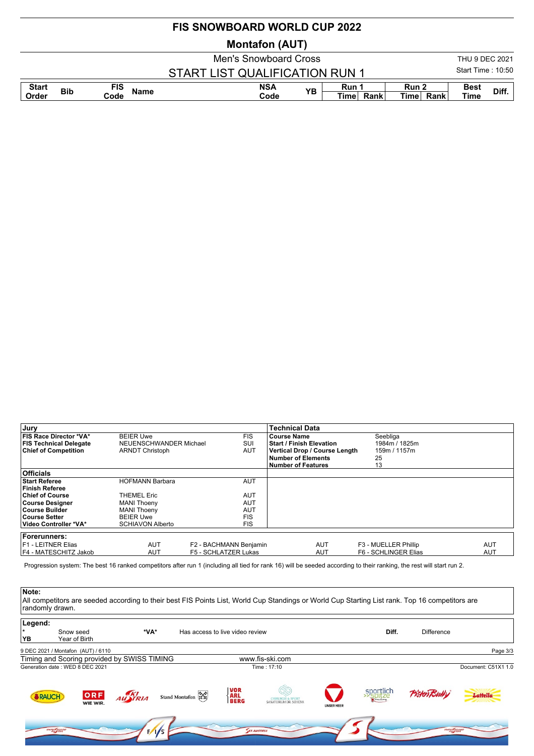# FIS SNOWBOARD WORLD CUP 2022

## Montafon (AUT)

Men's Snowboard Cross

THU 9 DEC 2021

START LIST QUALIFICATION RUN 1

Start Time : 10:50

| Start Order | Bib | FIS Code | Name | NSA Code | YB | Run 1 | | Run 2 | | Best Time | Diff. |
|---|---|---|---|---|---|---|---|---|---|---|---|
| | | | | | | Time | Rank | Time | Rank | | |

| Jury | | | Technical Data | |
|---|---|---|---|---|
| FIS Race Director *VA* | BEIER Uwe | FIS | Course Name | Seebliga |
| FIS Technical Delegate | NEUENSCHWANDER Michael | SUI | Start / Finish Elevation | 1984m / 1825m |
| Chief of Competition | ARNDT Christoph | AUT | Vertical Drop / Course Length | 159m / 1157m |
| | | | Number of Elements | 25 |
| | | | Number of Features | 13 |
| **Officials** | | | | |
| Start Referee | HOFMANN Barbara | AUT | | |
| Finish Referee | | | | |
| Chief of Course | THEMEL Eric | AUT | | |
| Course Designer | MANI Thoeny | AUT | | |
| Course Builder | MANI Thoeny | AUT | | |
| Course Setter | BEIER Uwe | FIS | | |
| Video Controller *VA* | SCHIAVON Alberto | FIS | | |

| Forerunners: | | | | | |
|---|---|---|---|---|---|
| F1 - LEITNER Elias | AUT | F2 - BACHMANN Benjamin | AUT | F3 - MUELLER Phillip | AUT |
| F4 - MATESCHITZ Jakob | AUT | F5 - SCHLATZER Lukas | AUT | F6 - SCHLINGER Elias | AUT |

Progression system: The best 16 ranked competitors after run 1 (including all tied for rank 16) will be seeded according to their ranking, the rest will start run 2.

**Note:**
All competitors are seeded according to their best FIS Points List, World Cup Standings or World Cup Starting List rank. Top 16 competitors are randomly drawn.

**Legend:**

| | | | | | |
|---|---|---|---|---|---|
| * | Snow seed | *VA* | Has access to live video review | Diff. | Difference |
| YB | Year of Birth | | | | |

9 DEC 2021 / Montafon (AUT) / 6110

Timing and Scoring provided by SWISS TIMING

www.fis-ski.com

Generation date : WED 8 DEC 2021

Time : 17:10

Document: C51X1 1.0